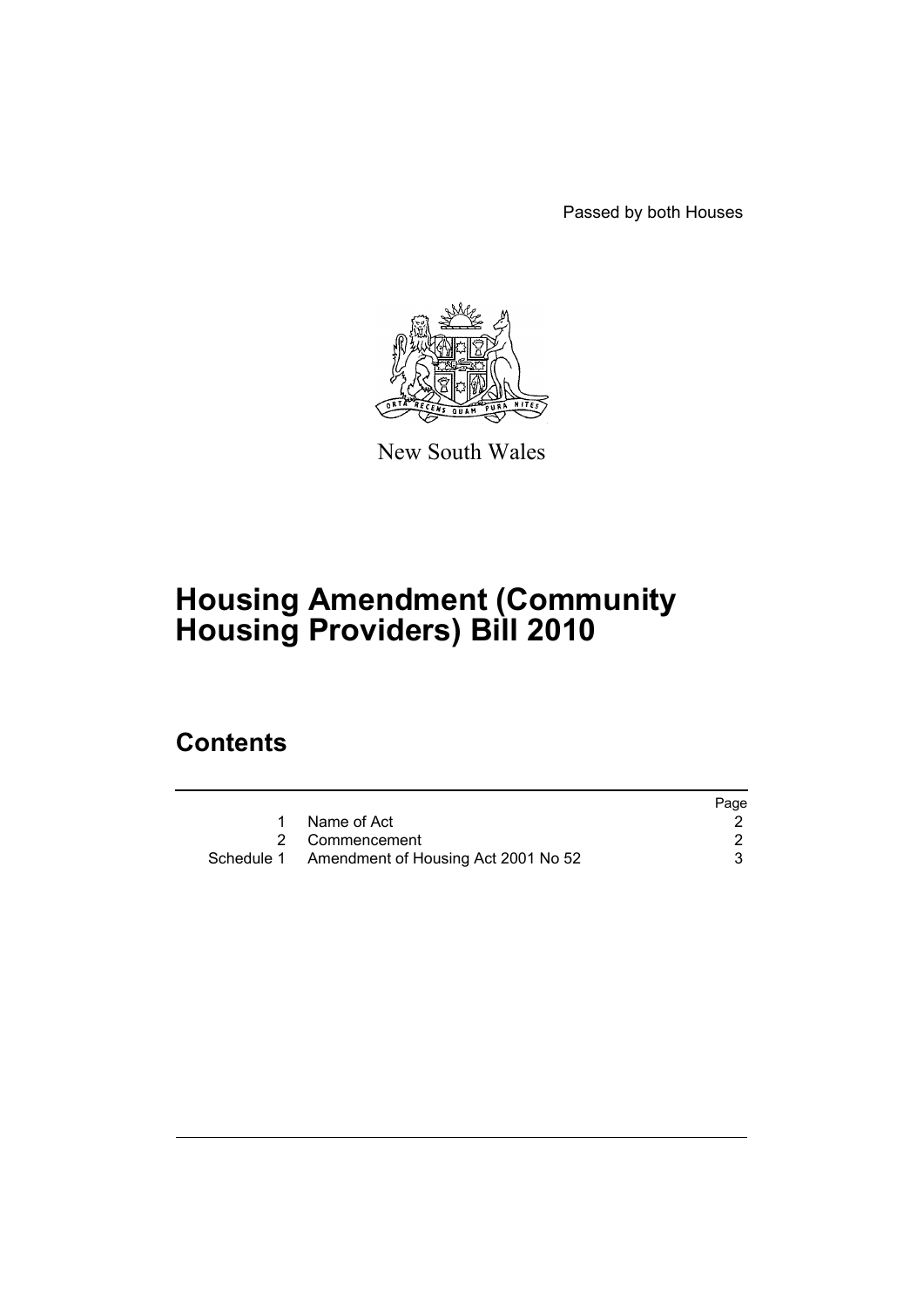Passed by both Houses

New South Wales

# Housing Amendment (Community Housing Providers) Bill 2010

## Contents

| | | Page |
|---|---|---|
| 1 | Name of Act | 2 |
| 2 | Commencement | 2 |
| Schedule 1 | Amendment of Housing Act 2001 No 52 | 3 |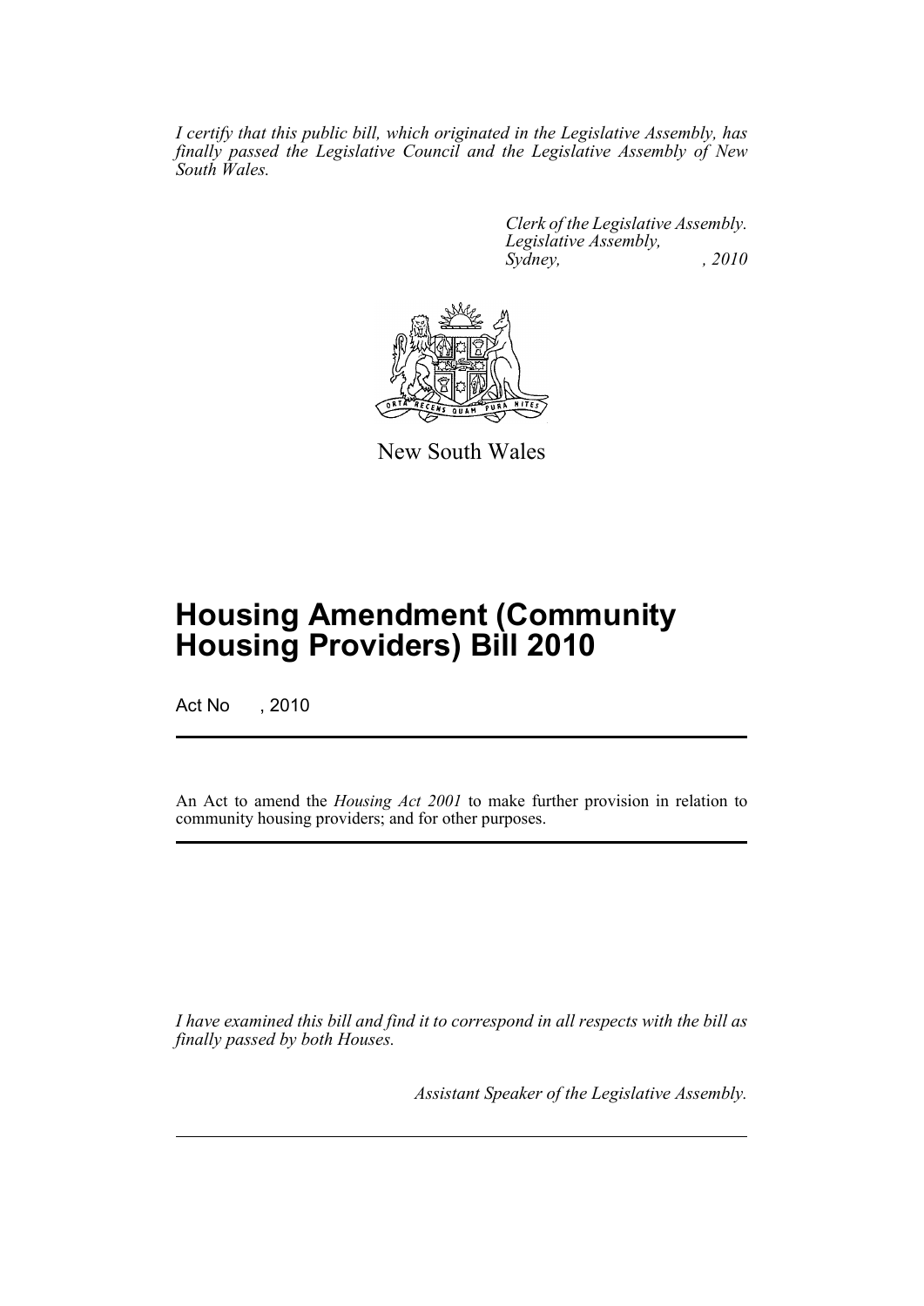*I certify that this public bill, which originated in the Legislative Assembly, has finally passed the Legislative Council and the Legislative Assembly of New South Wales.*

*Clerk of the Legislative Assembly.*
*Legislative Assembly,*
*Sydney, , 2010*

New South Wales

# Housing Amendment (Community Housing Providers) Bill 2010

Act No , 2010

An Act to amend the *Housing Act 2001* to make further provision in relation to community housing providers; and for other purposes.

*I have examined this bill and find it to correspond in all respects with the bill as finally passed by both Houses.*

*Assistant Speaker of the Legislative Assembly.*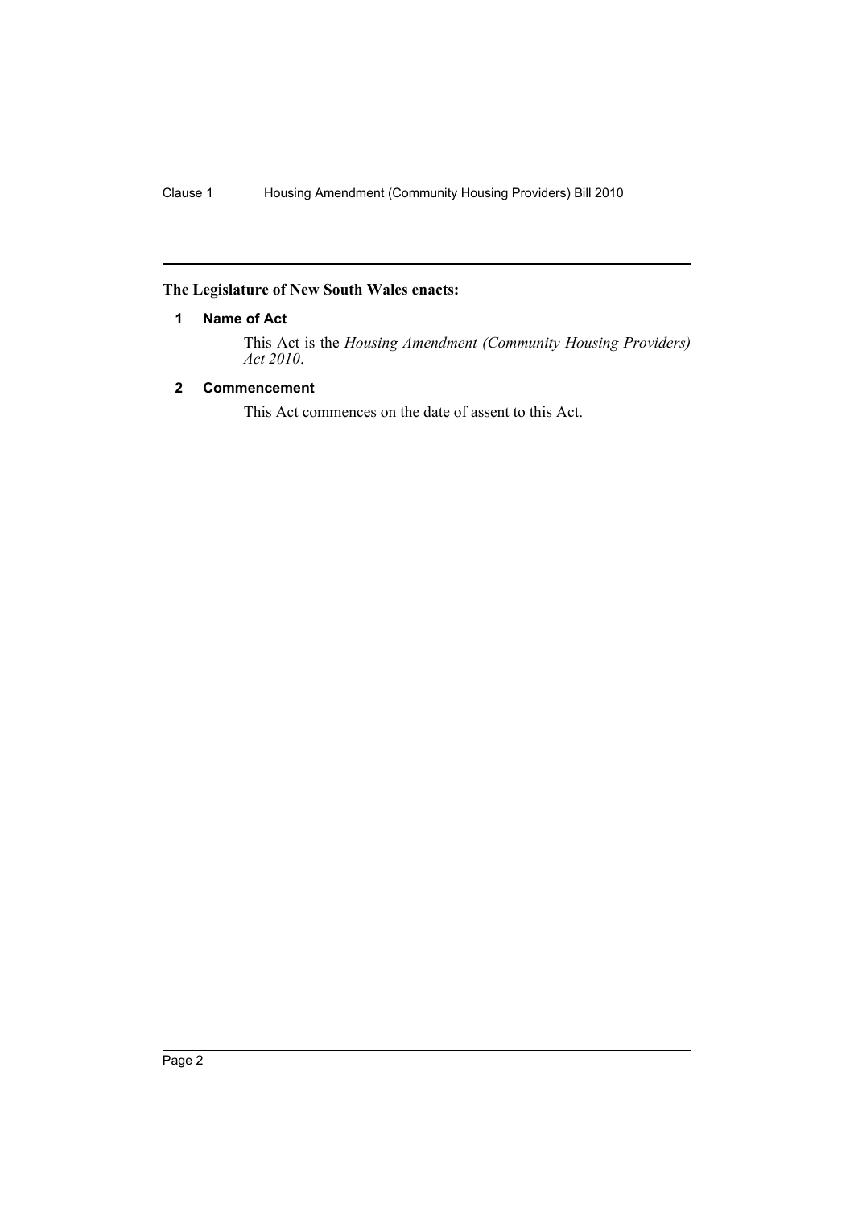**The Legislature of New South Wales enacts:**

## 1 Name of Act

This Act is the *Housing Amendment (Community Housing Providers) Act 2010*.

## 2 Commencement

This Act commences on the date of assent to this Act.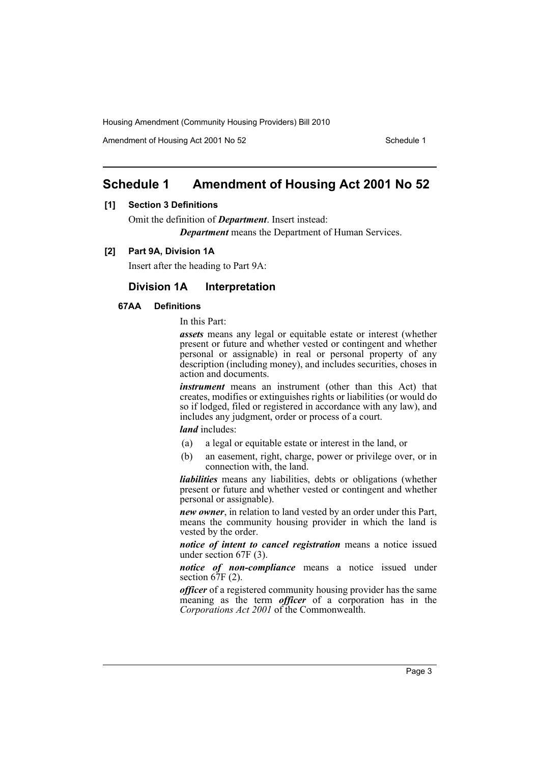# Schedule 1 Amendment of Housing Act 2001 No 52

**[1] Section 3 Definitions**

Omit the definition of ***Department***. Insert instead:

> ***Department*** means the Department of Human Services.

**[2] Part 9A, Division 1A**

Insert after the heading to Part 9A:

## Division 1A Interpretation

**67AA Definitions**

In this Part:

***assets*** means any legal or equitable estate or interest (whether present or future and whether vested or contingent and whether personal or assignable) in real or personal property of any description (including money), and includes securities, choses in action and documents.

***instrument*** means an instrument (other than this Act) that creates, modifies or extinguishes rights or liabilities (or would do so if lodged, filed or registered in accordance with any law), and includes any judgment, order or process of a court.

***land*** includes:

(a) a legal or equitable estate or interest in the land, or

(b) an easement, right, charge, power or privilege over, or in connection with, the land.

***liabilities*** means any liabilities, debts or obligations (whether present or future and whether vested or contingent and whether personal or assignable).

***new owner***, in relation to land vested by an order under this Part, means the community housing provider in which the land is vested by the order.

***notice of intent to cancel registration*** means a notice issued under section 67F (3).

***notice of non-compliance*** means a notice issued under section 67F (2).

***officer*** of a registered community housing provider has the same meaning as the term ***officer*** of a corporation has in the *Corporations Act 2001* of the Commonwealth.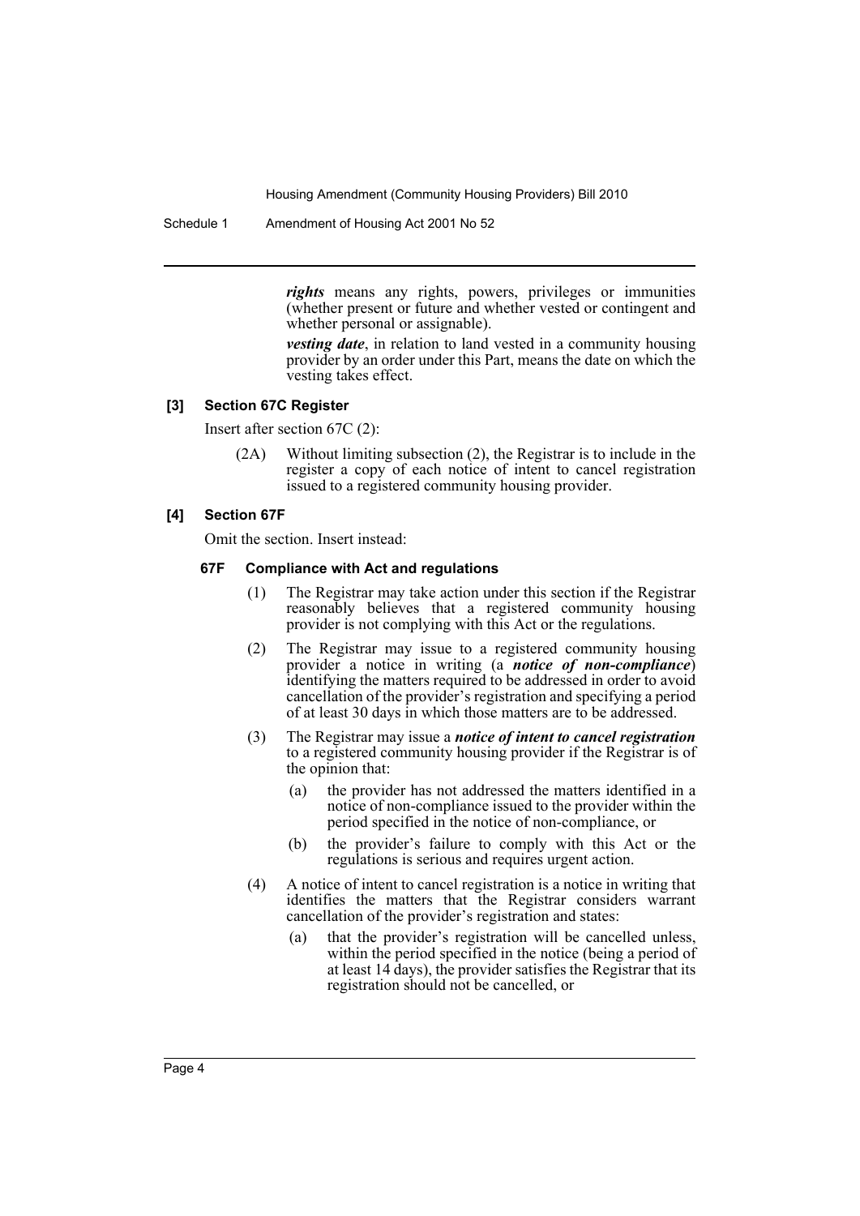***rights*** means any rights, powers, privileges or immunities (whether present or future and whether vested or contingent and whether personal or assignable).

***vesting date***, in relation to land vested in a community housing provider by an order under this Part, means the date on which the vesting takes effect.

#### [3] Section 67C Register

Insert after section 67C (2):

(2A) Without limiting subsection (2), the Registrar is to include in the register a copy of each notice of intent to cancel registration issued to a registered community housing provider.

#### [4] Section 67F

Omit the section. Insert instead:

##### 67F Compliance with Act and regulations

(1) The Registrar may take action under this section if the Registrar reasonably believes that a registered community housing provider is not complying with this Act or the regulations.

(2) The Registrar may issue to a registered community housing provider a notice in writing (a ***notice of non-compliance***) identifying the matters required to be addressed in order to avoid cancellation of the provider's registration and specifying a period of at least 30 days in which those matters are to be addressed.

(3) The Registrar may issue a ***notice of intent to cancel registration*** to a registered community housing provider if the Registrar is of the opinion that:

- (a) the provider has not addressed the matters identified in a notice of non-compliance issued to the provider within the period specified in the notice of non-compliance, or
- (b) the provider's failure to comply with this Act or the regulations is serious and requires urgent action.

(4) A notice of intent to cancel registration is a notice in writing that identifies the matters that the Registrar considers warrant cancellation of the provider's registration and states:

- (a) that the provider's registration will be cancelled unless, within the period specified in the notice (being a period of at least 14 days), the provider satisfies the Registrar that its registration should not be cancelled, or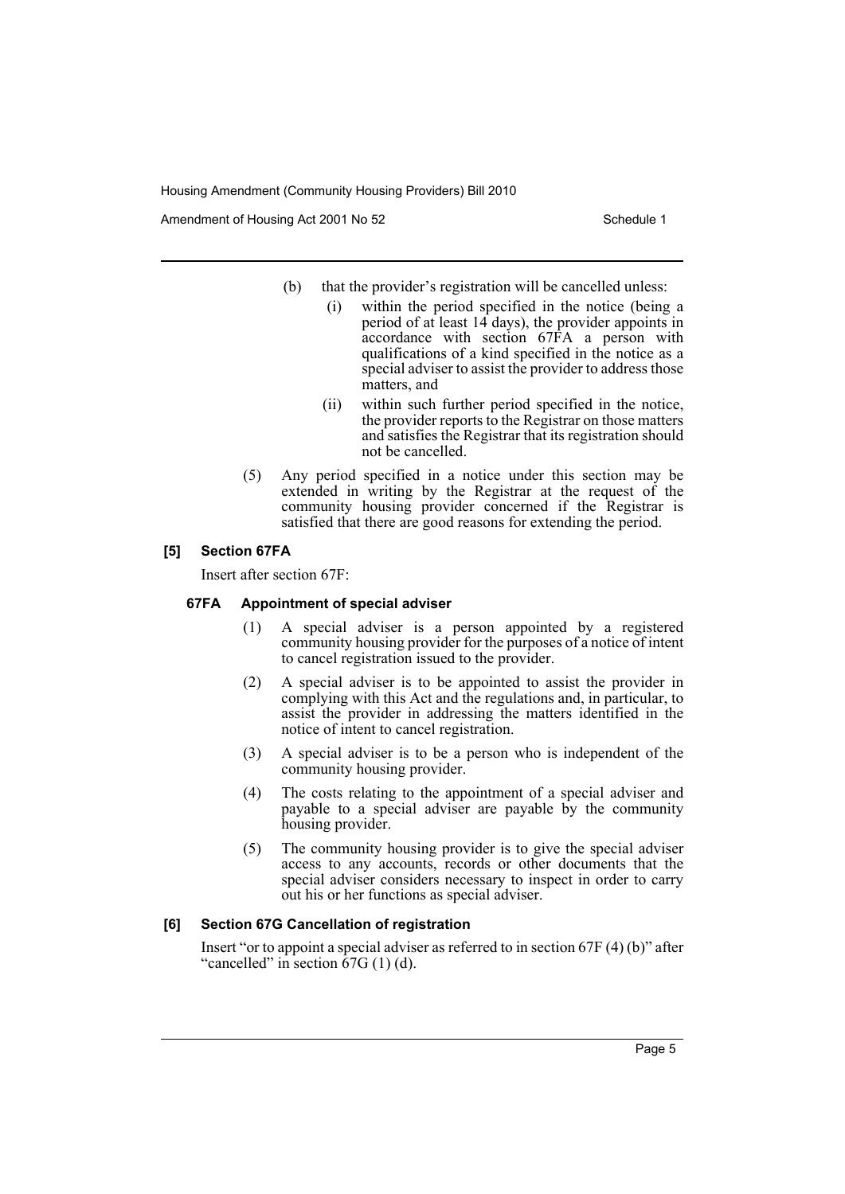(b) that the provider's registration will be cancelled unless:

(i) within the period specified in the notice (being a period of at least 14 days), the provider appoints in accordance with section 67FA a person with qualifications of a kind specified in the notice as a special adviser to assist the provider to address those matters, and

(ii) within such further period specified in the notice, the provider reports to the Registrar on those matters and satisfies the Registrar that its registration should not be cancelled.

(5) Any period specified in a notice under this section may be extended in writing by the Registrar at the request of the community housing provider concerned if the Registrar is satisfied that there are good reasons for extending the period.

### [5] Section 67FA

Insert after section 67F:

#### 67FA Appointment of special adviser

(1) A special adviser is a person appointed by a registered community housing provider for the purposes of a notice of intent to cancel registration issued to the provider.

(2) A special adviser is to be appointed to assist the provider in complying with this Act and the regulations and, in particular, to assist the provider in addressing the matters identified in the notice of intent to cancel registration.

(3) A special adviser is to be a person who is independent of the community housing provider.

(4) The costs relating to the appointment of a special adviser and payable to a special adviser are payable by the community housing provider.

(5) The community housing provider is to give the special adviser access to any accounts, records or other documents that the special adviser considers necessary to inspect in order to carry out his or her functions as special adviser.

### [6] Section 67G Cancellation of registration

Insert "or to appoint a special adviser as referred to in section 67F (4) (b)" after "cancelled" in section 67G (1) (d).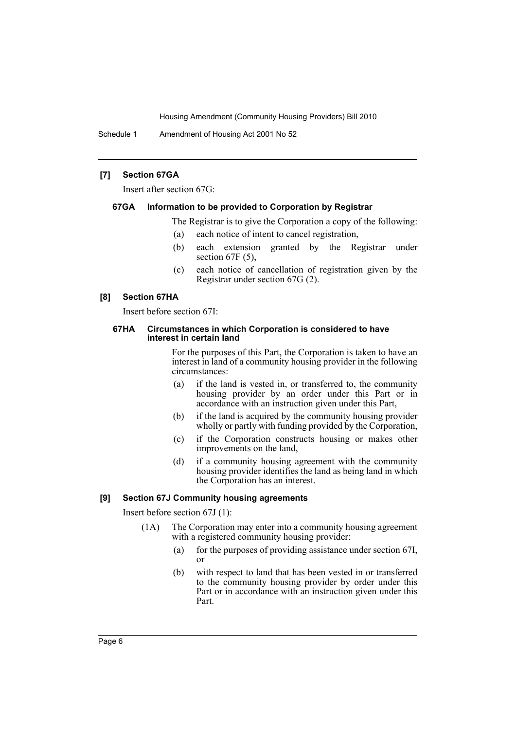### [7] Section 67GA

Insert after section 67G:

#### 67GA Information to be provided to Corporation by Registrar

The Registrar is to give the Corporation a copy of the following:

(a) each notice of intent to cancel registration,

(b) each extension granted by the Registrar under section 67F (5),

(c) each notice of cancellation of registration given by the Registrar under section 67G (2).

### [8] Section 67HA

Insert before section 67I:

#### 67HA Circumstances in which Corporation is considered to have interest in certain land

For the purposes of this Part, the Corporation is taken to have an interest in land of a community housing provider in the following circumstances:

(a) if the land is vested in, or transferred to, the community housing provider by an order under this Part or in accordance with an instruction given under this Part,

(b) if the land is acquired by the community housing provider wholly or partly with funding provided by the Corporation,

(c) if the Corporation constructs housing or makes other improvements on the land,

(d) if a community housing agreement with the community housing provider identifies the land as being land in which the Corporation has an interest.

### [9] Section 67J Community housing agreements

Insert before section 67J (1):

(1A) The Corporation may enter into a community housing agreement with a registered community housing provider:

(a) for the purposes of providing assistance under section 67I, or

(b) with respect to land that has been vested in or transferred to the community housing provider by order under this Part or in accordance with an instruction given under this Part.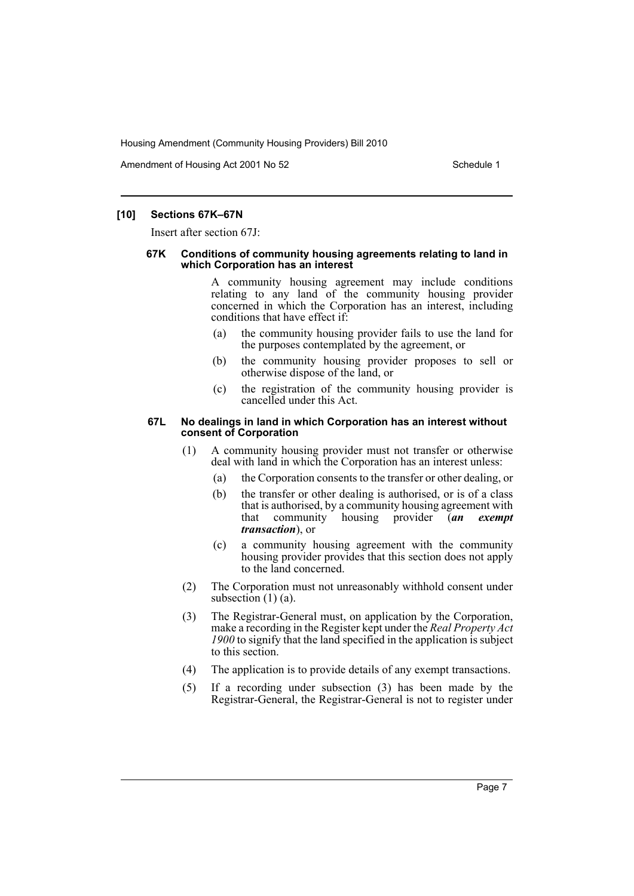### [10] Sections 67K–67N

Insert after section 67J:

#### 67K Conditions of community housing agreements relating to land in which Corporation has an interest

A community housing agreement may include conditions relating to any land of the community housing provider concerned in which the Corporation has an interest, including conditions that have effect if:

(a) the community housing provider fails to use the land for the purposes contemplated by the agreement, or

(b) the community housing provider proposes to sell or otherwise dispose of the land, or

(c) the registration of the community housing provider is cancelled under this Act.

#### 67L No dealings in land in which Corporation has an interest without consent of Corporation

(1) A community housing provider must not transfer or otherwise deal with land in which the Corporation has an interest unless:

(a) the Corporation consents to the transfer or other dealing, or

(b) the transfer or other dealing is authorised, or is of a class that is authorised, by a community housing agreement with that community housing provider (***an exempt transaction***), or

(c) a community housing agreement with the community housing provider provides that this section does not apply to the land concerned.

(2) The Corporation must not unreasonably withhold consent under subsection (1) (a).

(3) The Registrar-General must, on application by the Corporation, make a recording in the Register kept under the *Real Property Act 1900* to signify that the land specified in the application is subject to this section.

(4) The application is to provide details of any exempt transactions.

(5) If a recording under subsection (3) has been made by the Registrar-General, the Registrar-General is not to register under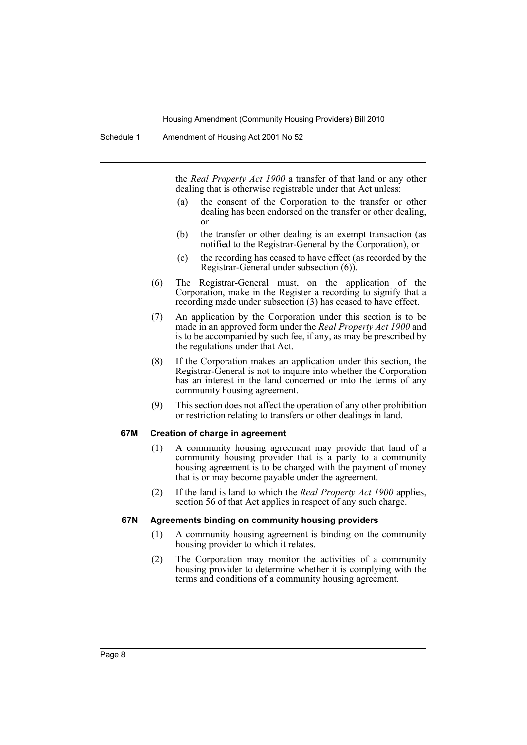the *Real Property Act 1900* a transfer of that land or any other dealing that is otherwise registrable under that Act unless:

- (a) the consent of the Corporation to the transfer or other dealing has been endorsed on the transfer or other dealing, or
- (b) the transfer or other dealing is an exempt transaction (as notified to the Registrar-General by the Corporation), or
- (c) the recording has ceased to have effect (as recorded by the Registrar-General under subsection (6)).

(6) The Registrar-General must, on the application of the Corporation, make in the Register a recording to signify that a recording made under subsection (3) has ceased to have effect.

(7) An application by the Corporation under this section is to be made in an approved form under the *Real Property Act 1900* and is to be accompanied by such fee, if any, as may be prescribed by the regulations under that Act.

(8) If the Corporation makes an application under this section, the Registrar-General is not to inquire into whether the Corporation has an interest in the land concerned or into the terms of any community housing agreement.

(9) This section does not affect the operation of any other prohibition or restriction relating to transfers or other dealings in land.

#### 67M Creation of charge in agreement

(1) A community housing agreement may provide that land of a community housing provider that is a party to a community housing agreement is to be charged with the payment of money that is or may become payable under the agreement.

(2) If the land is land to which the *Real Property Act 1900* applies, section 56 of that Act applies in respect of any such charge.

#### 67N Agreements binding on community housing providers

(1) A community housing agreement is binding on the community housing provider to which it relates.

(2) The Corporation may monitor the activities of a community housing provider to determine whether it is complying with the terms and conditions of a community housing agreement.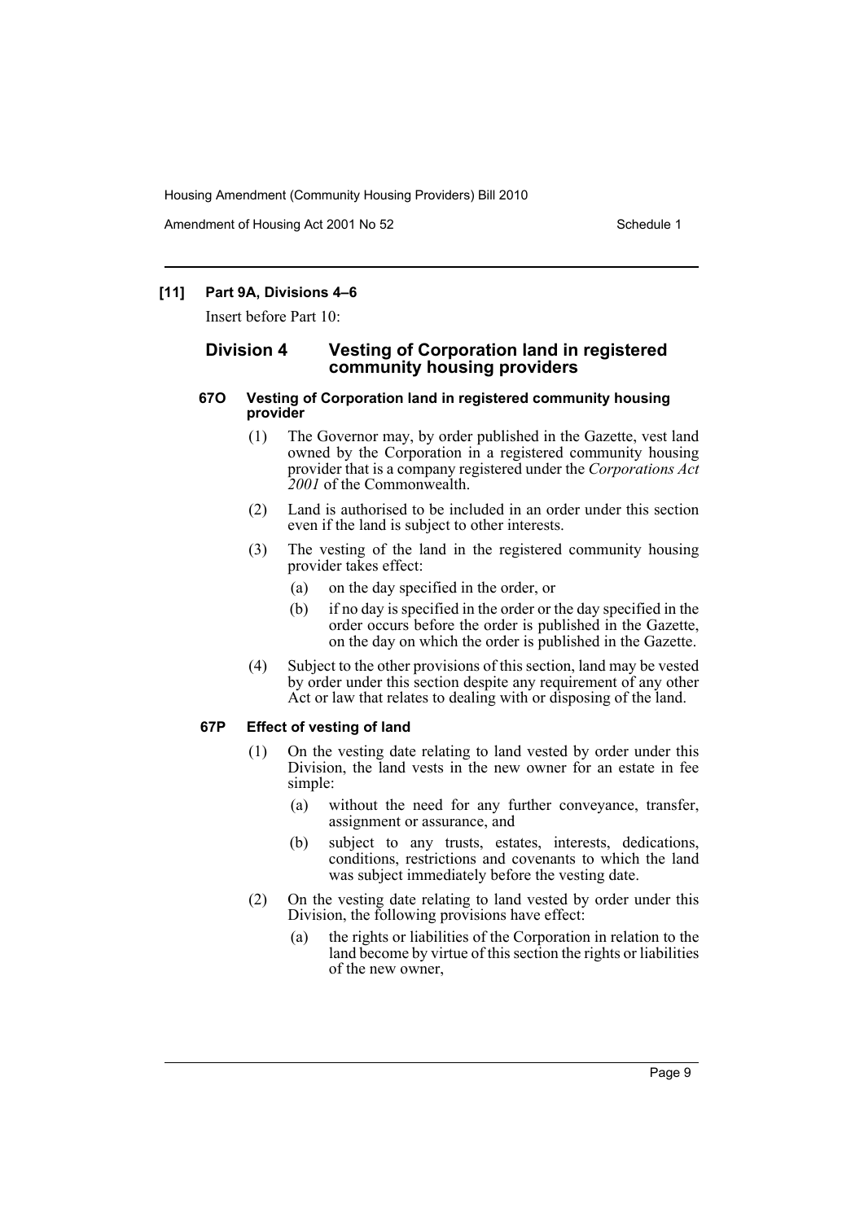**[11] Part 9A, Divisions 4–6**

Insert before Part 10:

## Division 4 Vesting of Corporation land in registered community housing providers

### 67O Vesting of Corporation land in registered community housing provider

(1) The Governor may, by order published in the Gazette, vest land owned by the Corporation in a registered community housing provider that is a company registered under the *Corporations Act 2001* of the Commonwealth.

(2) Land is authorised to be included in an order under this section even if the land is subject to other interests.

(3) The vesting of the land in the registered community housing provider takes effect:

- (a) on the day specified in the order, or
- (b) if no day is specified in the order or the day specified in the order occurs before the order is published in the Gazette, on the day on which the order is published in the Gazette.

(4) Subject to the other provisions of this section, land may be vested by order under this section despite any requirement of any other Act or law that relates to dealing with or disposing of the land.

### 67P Effect of vesting of land

(1) On the vesting date relating to land vested by order under this Division, the land vests in the new owner for an estate in fee simple:

- (a) without the need for any further conveyance, transfer, assignment or assurance, and
- (b) subject to any trusts, estates, interests, dedications, conditions, restrictions and covenants to which the land was subject immediately before the vesting date.

(2) On the vesting date relating to land vested by order under this Division, the following provisions have effect:

- (a) the rights or liabilities of the Corporation in relation to the land become by virtue of this section the rights or liabilities of the new owner,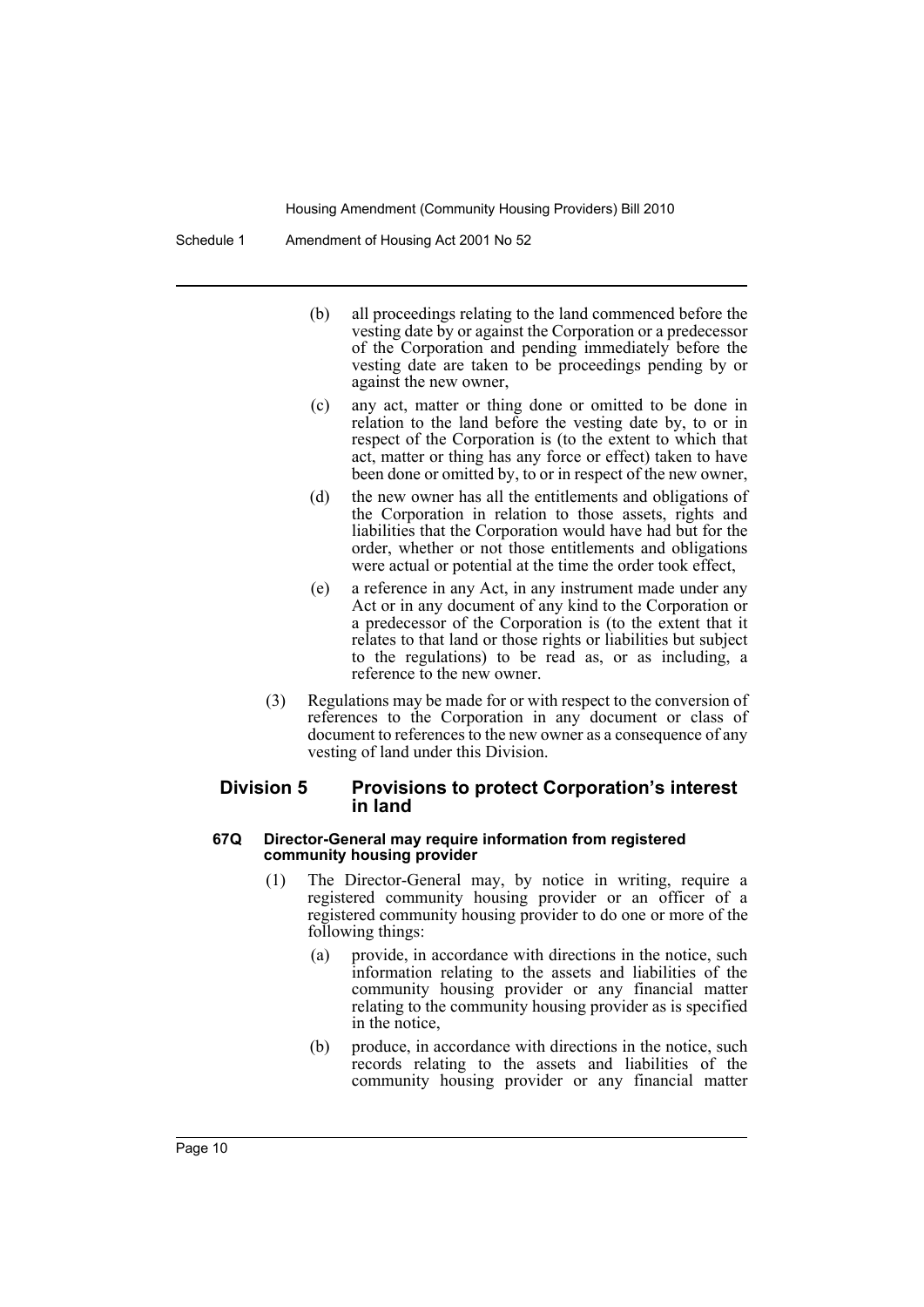(b) all proceedings relating to the land commenced before the vesting date by or against the Corporation or a predecessor of the Corporation and pending immediately before the vesting date are taken to be proceedings pending by or against the new owner,

(c) any act, matter or thing done or omitted to be done in relation to the land before the vesting date by, to or in respect of the Corporation is (to the extent to which that act, matter or thing has any force or effect) taken to have been done or omitted by, to or in respect of the new owner,

(d) the new owner has all the entitlements and obligations of the Corporation in relation to those assets, rights and liabilities that the Corporation would have had but for the order, whether or not those entitlements and obligations were actual or potential at the time the order took effect,

(e) a reference in any Act, in any instrument made under any Act or in any document of any kind to the Corporation or a predecessor of the Corporation is (to the extent that it relates to that land or those rights or liabilities but subject to the regulations) to be read as, or as including, a reference to the new owner.

(3) Regulations may be made for or with respect to the conversion of references to the Corporation in any document or class of document to references to the new owner as a consequence of any vesting of land under this Division.

## Division 5 Provisions to protect Corporation's interest in land

### 67Q Director-General may require information from registered community housing provider

(1) The Director-General may, by notice in writing, require a registered community housing provider or an officer of a registered community housing provider to do one or more of the following things:

(a) provide, in accordance with directions in the notice, such information relating to the assets and liabilities of the community housing provider or any financial matter relating to the community housing provider as is specified in the notice,

(b) produce, in accordance with directions in the notice, such records relating to the assets and liabilities of the community housing provider or any financial matter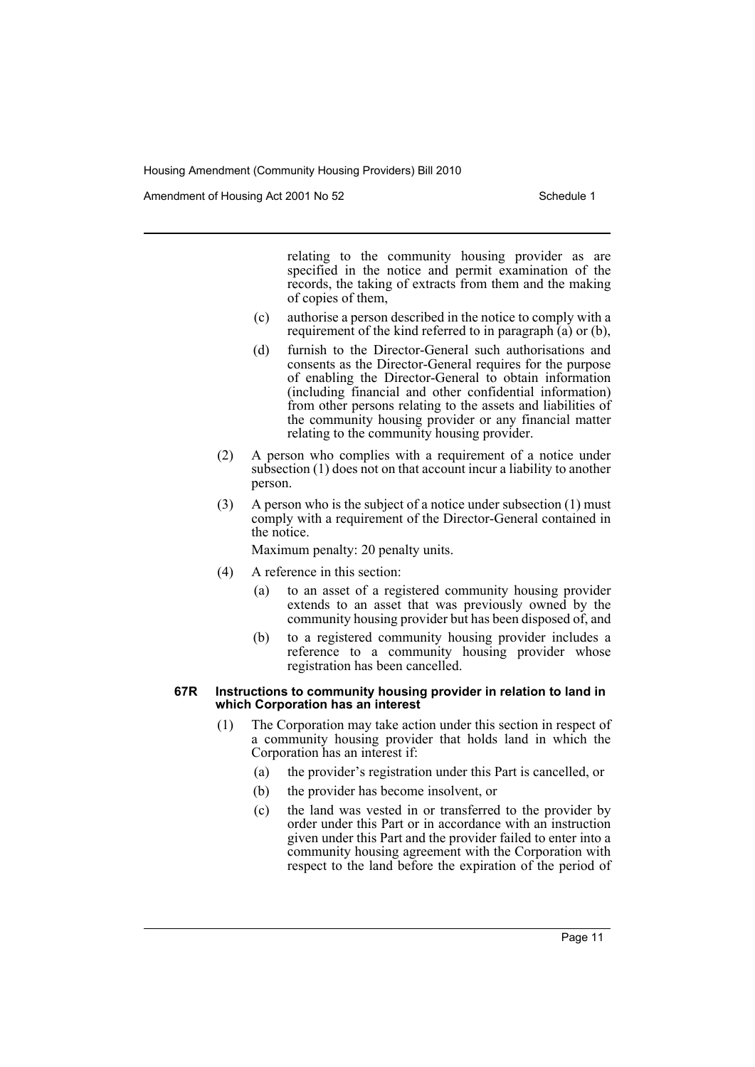relating to the community housing provider as are specified in the notice and permit examination of the records, the taking of extracts from them and the making of copies of them,

(c) authorise a person described in the notice to comply with a requirement of the kind referred to in paragraph (a) or (b),

(d) furnish to the Director-General such authorisations and consents as the Director-General requires for the purpose of enabling the Director-General to obtain information (including financial and other confidential information) from other persons relating to the assets and liabilities of the community housing provider or any financial matter relating to the community housing provider.

(2) A person who complies with a requirement of a notice under subsection (1) does not on that account incur a liability to another person.

(3) A person who is the subject of a notice under subsection (1) must comply with a requirement of the Director-General contained in the notice.

Maximum penalty: 20 penalty units.

(4) A reference in this section:

(a) to an asset of a registered community housing provider extends to an asset that was previously owned by the community housing provider but has been disposed of, and

(b) to a registered community housing provider includes a reference to a community housing provider whose registration has been cancelled.

**67R Instructions to community housing provider in relation to land in which Corporation has an interest**

(1) The Corporation may take action under this section in respect of a community housing provider that holds land in which the Corporation has an interest if:

(a) the provider's registration under this Part is cancelled, or

(b) the provider has become insolvent, or

(c) the land was vested in or transferred to the provider by order under this Part or in accordance with an instruction given under this Part and the provider failed to enter into a community housing agreement with the Corporation with respect to the land before the expiration of the period of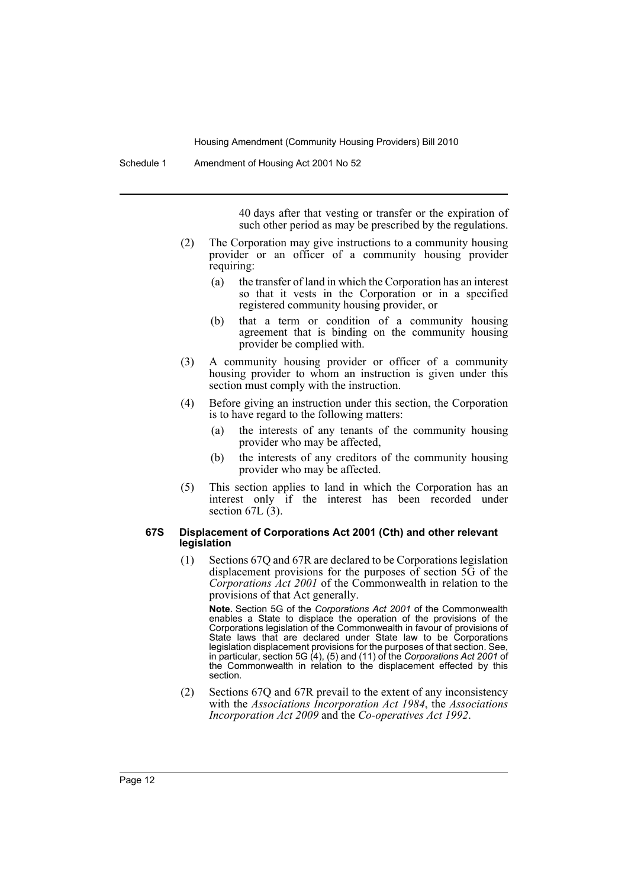40 days after that vesting or transfer or the expiration of such other period as may be prescribed by the regulations.

(2) The Corporation may give instructions to a community housing provider or an officer of a community housing provider requiring:

(a) the transfer of land in which the Corporation has an interest so that it vests in the Corporation or in a specified registered community housing provider, or

(b) that a term or condition of a community housing agreement that is binding on the community housing provider be complied with.

(3) A community housing provider or officer of a community housing provider to whom an instruction is given under this section must comply with the instruction.

(4) Before giving an instruction under this section, the Corporation is to have regard to the following matters:

(a) the interests of any tenants of the community housing provider who may be affected,

(b) the interests of any creditors of the community housing provider who may be affected.

(5) This section applies to land in which the Corporation has an interest only if the interest has been recorded under section 67L (3).

#### 67S Displacement of Corporations Act 2001 (Cth) and other relevant legislation

(1) Sections 67Q and 67R are declared to be Corporations legislation displacement provisions for the purposes of section 5G of the *Corporations Act 2001* of the Commonwealth in relation to the provisions of that Act generally.

**Note.** Section 5G of the *Corporations Act 2001* of the Commonwealth enables a State to displace the operation of the provisions of the Corporations legislation of the Commonwealth in favour of provisions of State laws that are declared under State law to be Corporations legislation displacement provisions for the purposes of that section. See, in particular, section 5G (4), (5) and (11) of the *Corporations Act 2001* of the Commonwealth in relation to the displacement effected by this section.

(2) Sections 67Q and 67R prevail to the extent of any inconsistency with the *Associations Incorporation Act 1984*, the *Associations Incorporation Act 2009* and the *Co-operatives Act 1992*.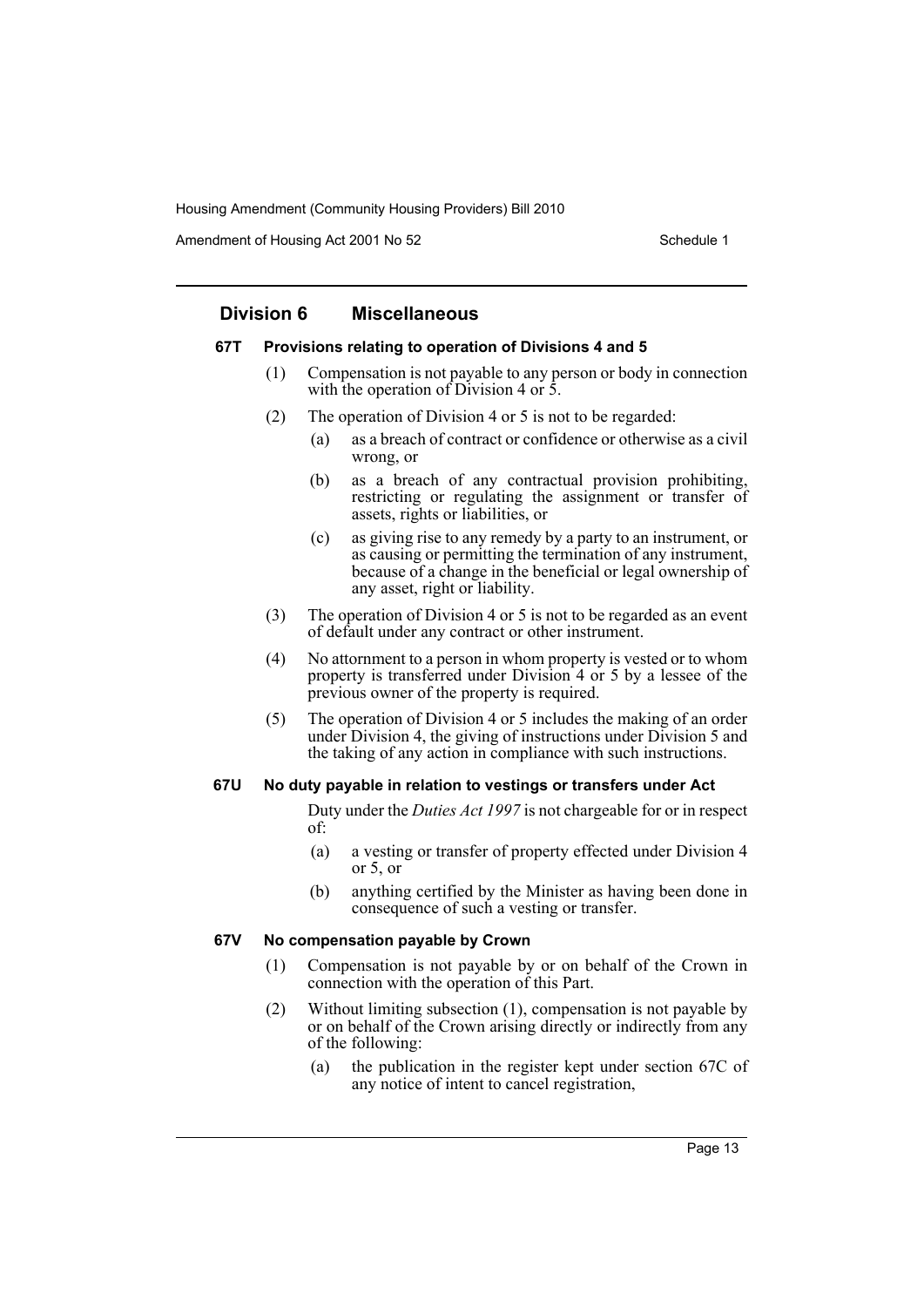## Division 6 Miscellaneous

### 67T Provisions relating to operation of Divisions 4 and 5

(1) Compensation is not payable to any person or body in connection with the operation of Division 4 or 5.

(2) The operation of Division 4 or 5 is not to be regarded:

- (a) as a breach of contract or confidence or otherwise as a civil wrong, or
- (b) as a breach of any contractual provision prohibiting, restricting or regulating the assignment or transfer of assets, rights or liabilities, or
- (c) as giving rise to any remedy by a party to an instrument, or as causing or permitting the termination of any instrument, because of a change in the beneficial or legal ownership of any asset, right or liability.

(3) The operation of Division 4 or 5 is not to be regarded as an event of default under any contract or other instrument.

(4) No attornment to a person in whom property is vested or to whom property is transferred under Division 4 or 5 by a lessee of the previous owner of the property is required.

(5) The operation of Division 4 or 5 includes the making of an order under Division 4, the giving of instructions under Division 5 and the taking of any action in compliance with such instructions.

### 67U No duty payable in relation to vestings or transfers under Act

Duty under the *Duties Act 1997* is not chargeable for or in respect of:

- (a) a vesting or transfer of property effected under Division 4 or 5, or
- (b) anything certified by the Minister as having been done in consequence of such a vesting or transfer.

### 67V No compensation payable by Crown

(1) Compensation is not payable by or on behalf of the Crown in connection with the operation of this Part.

(2) Without limiting subsection (1), compensation is not payable by or on behalf of the Crown arising directly or indirectly from any of the following:

- (a) the publication in the register kept under section 67C of any notice of intent to cancel registration,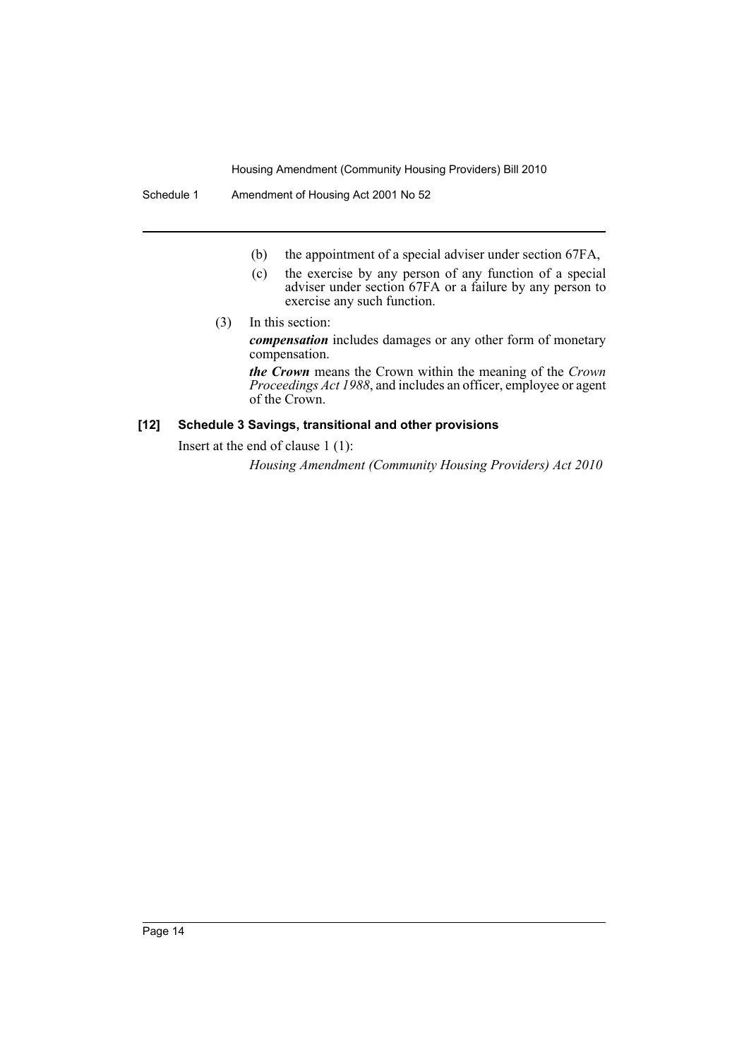(b) the appointment of a special adviser under section 67FA,

(c) the exercise by any person of any function of a special adviser under section 67FA or a failure by any person to exercise any such function.

(3) In this section:

***compensation*** includes damages or any other form of monetary compensation.

***the Crown*** means the Crown within the meaning of the *Crown Proceedings Act 1988*, and includes an officer, employee or agent of the Crown.

**[12] Schedule 3 Savings, transitional and other provisions**

Insert at the end of clause 1 (1):

*Housing Amendment (Community Housing Providers) Act 2010*